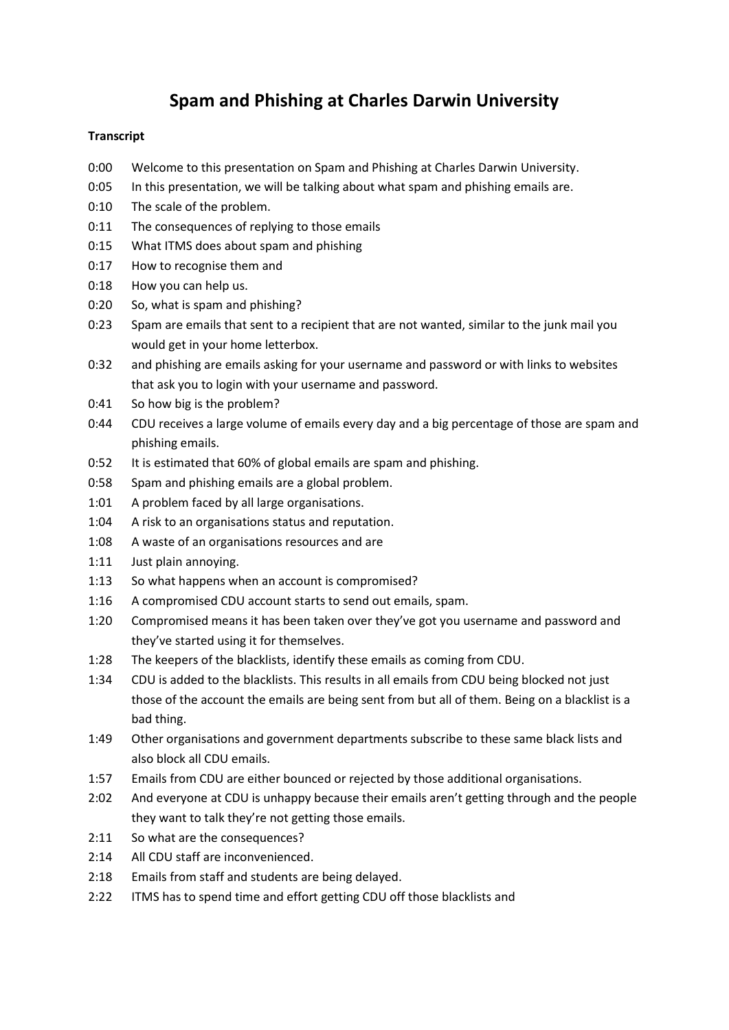# Spam and Phishing at Charles Darwin University

**Transcript**

0:00 Welcome to this presentation on Spam and Phishing at Charles Darwin University.

0:05 In this presentation, we will be talking about what spam and phishing emails are.

0:10 The scale of the problem.

0:11 The consequences of replying to those emails

0:15 What ITMS does about spam and phishing

0:17 How to recognise them and

0:18 How you can help us.

0:20 So, what is spam and phishing?

0:23 Spam are emails that sent to a recipient that are not wanted, similar to the junk mail you would get in your home letterbox.

0:32 and phishing are emails asking for your username and password or with links to websites that ask you to login with your username and password.

0:41 So how big is the problem?

0:44 CDU receives a large volume of emails every day and a big percentage of those are spam and phishing emails.

0:52 It is estimated that 60% of global emails are spam and phishing.

0:58 Spam and phishing emails are a global problem.

1:01 A problem faced by all large organisations.

1:04 A risk to an organisations status and reputation.

1:08 A waste of an organisations resources and are

1:11 Just plain annoying.

1:13 So what happens when an account is compromised?

1:16 A compromised CDU account starts to send out emails, spam.

1:20 Compromised means it has been taken over they've got you username and password and they've started using it for themselves.

1:28 The keepers of the blacklists, identify these emails as coming from CDU.

1:34 CDU is added to the blacklists. This results in all emails from CDU being blocked not just those of the account the emails are being sent from but all of them. Being on a blacklist is a bad thing.

1:49 Other organisations and government departments subscribe to these same black lists and also block all CDU emails.

1:57 Emails from CDU are either bounced or rejected by those additional organisations.

2:02 And everyone at CDU is unhappy because their emails aren't getting through and the people they want to talk they're not getting those emails.

2:11 So what are the consequences?

2:14 All CDU staff are inconvenienced.

2:18 Emails from staff and students are being delayed.

2:22 ITMS has to spend time and effort getting CDU off those blacklists and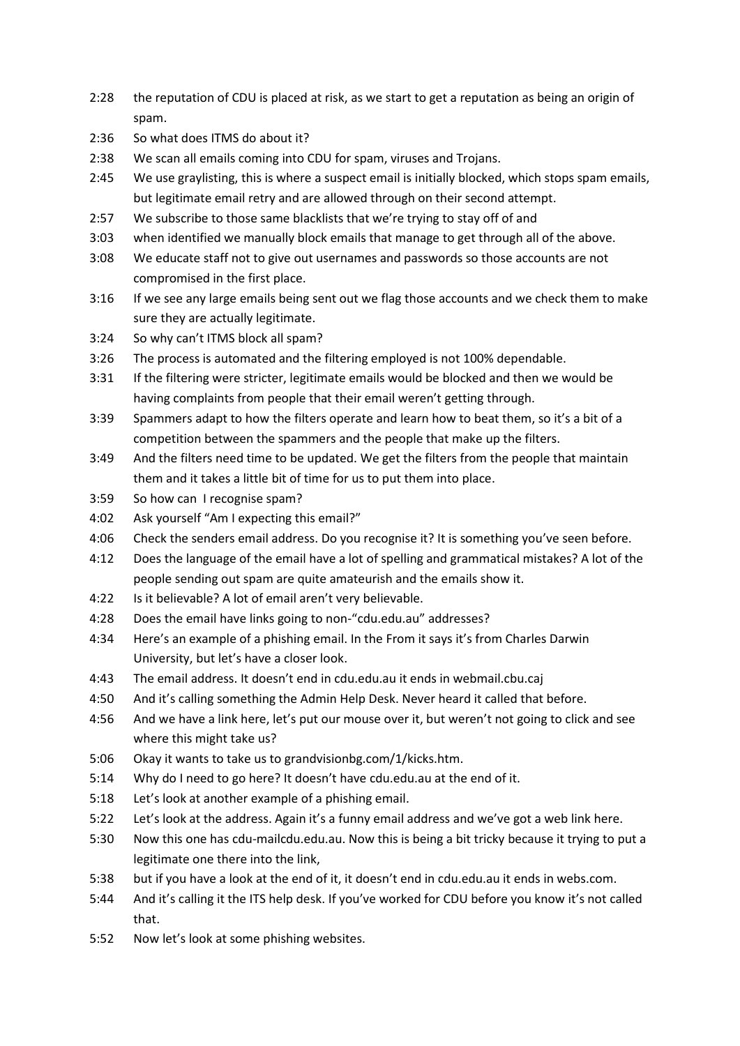2:28 the reputation of CDU is placed at risk, as we start to get a reputation as being an origin of spam.

2:36 So what does ITMS do about it?

2:38 We scan all emails coming into CDU for spam, viruses and Trojans.

2:45 We use graylisting, this is where a suspect email is initially blocked, which stops spam emails, but legitimate email retry and are allowed through on their second attempt.

2:57 We subscribe to those same blacklists that we're trying to stay off of and

3:03 when identified we manually block emails that manage to get through all of the above.

3:08 We educate staff not to give out usernames and passwords so those accounts are not compromised in the first place.

3:16 If we see any large emails being sent out we flag those accounts and we check them to make sure they are actually legitimate.

3:24 So why can't ITMS block all spam?

3:26 The process is automated and the filtering employed is not 100% dependable.

3:31 If the filtering were stricter, legitimate emails would be blocked and then we would be having complaints from people that their email weren't getting through.

3:39 Spammers adapt to how the filters operate and learn how to beat them, so it's a bit of a competition between the spammers and the people that make up the filters.

3:49 And the filters need time to be updated. We get the filters from the people that maintain them and it takes a little bit of time for us to put them into place.

3:59 So how can I recognise spam?

4:02 Ask yourself "Am I expecting this email?"

4:06 Check the senders email address. Do you recognise it? It is something you've seen before.

4:12 Does the language of the email have a lot of spelling and grammatical mistakes? A lot of the people sending out spam are quite amateurish and the emails show it.

4:22 Is it believable? A lot of email aren't very believable.

4:28 Does the email have links going to non-"cdu.edu.au" addresses?

4:34 Here's an example of a phishing email. In the From it says it's from Charles Darwin University, but let's have a closer look.

4:43 The email address. It doesn't end in cdu.edu.au it ends in webmail.cbu.caj

4:50 And it's calling something the Admin Help Desk. Never heard it called that before.

4:56 And we have a link here, let's put our mouse over it, but weren't not going to click and see where this might take us?

5:06 Okay it wants to take us to grandvisionbg.com/1/kicks.htm.

5:14 Why do I need to go here? It doesn't have cdu.edu.au at the end of it.

5:18 Let's look at another example of a phishing email.

5:22 Let's look at the address. Again it's a funny email address and we've got a web link here.

5:30 Now this one has cdu-mailcdu.edu.au. Now this is being a bit tricky because it trying to put a legitimate one there into the link,

5:38 but if you have a look at the end of it, it doesn't end in cdu.edu.au it ends in webs.com.

5:44 And it's calling it the ITS help desk. If you've worked for CDU before you know it's not called that.

5:52 Now let's look at some phishing websites.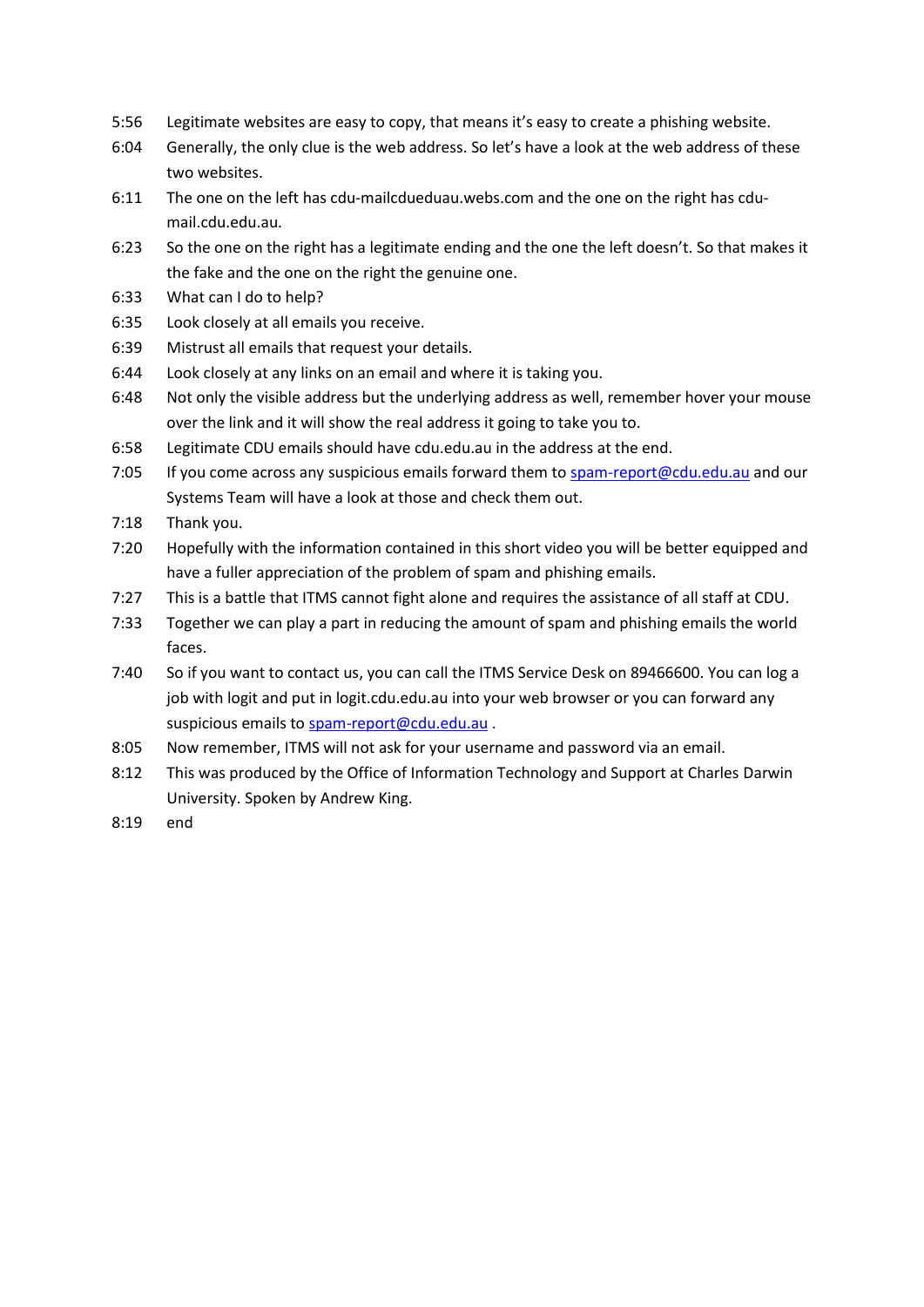| | |
|---|---|
| 5:56 | Legitimate websites are easy to copy, that means it's easy to create a phishing website. |
| 6:04 | Generally, the only clue is the web address. So let's have a look at the web address of these two websites. |
| 6:11 | The one on the left has cdu-mailcdueduau.webs.com and the one on the right has cdu-mail.cdu.edu.au. |
| 6:23 | So the one on the right has a legitimate ending and the one the left doesn't. So that makes it the fake and the one on the right the genuine one. |
| 6:33 | What can I do to help? |
| 6:35 | Look closely at all emails you receive. |
| 6:39 | Mistrust all emails that request your details. |
| 6:44 | Look closely at any links on an email and where it is taking you. |
| 6:48 | Not only the visible address but the underlying address as well, remember hover your mouse over the link and it will show the real address it going to take you to. |
| 6:58 | Legitimate CDU emails should have cdu.edu.au in the address at the end. |
| 7:05 | If you come across any suspicious emails forward them to spam-report@cdu.edu.au and our Systems Team will have a look at those and check them out. |
| 7:18 | Thank you. |
| 7:20 | Hopefully with the information contained in this short video you will be better equipped and have a fuller appreciation of the problem of spam and phishing emails. |
| 7:27 | This is a battle that ITMS cannot fight alone and requires the assistance of all staff at CDU. |
| 7:33 | Together we can play a part in reducing the amount of spam and phishing emails the world faces. |
| 7:40 | So if you want to contact us, you can call the ITMS Service Desk on 89466600. You can log a job with logit and put in logit.cdu.edu.au into your web browser or you can forward any suspicious emails to spam-report@cdu.edu.au . |
| 8:05 | Now remember, ITMS will not ask for your username and password via an email. |
| 8:12 | This was produced by the Office of Information Technology and Support at Charles Darwin University. Spoken by Andrew King. |
| 8:19 | end |